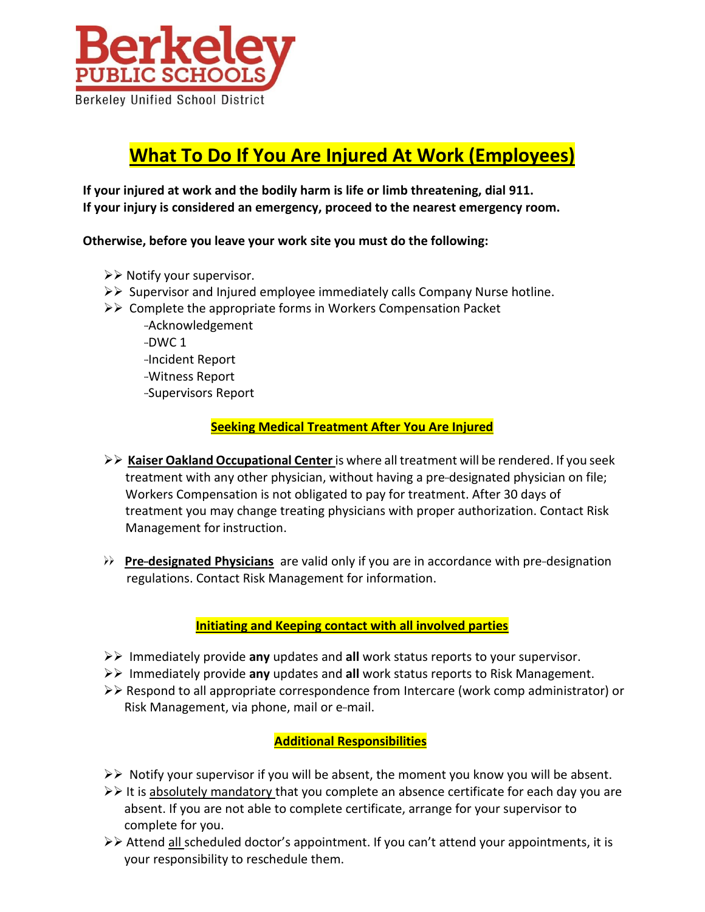Berkeley PUBLIC SCHOOLS
Berkeley Unified School District

# What To Do If You Are Injured At Work (Employees)

**If your injured at work and the bodily harm is life or limb threatening, dial 911.**
**If your injury is considered an emergency, proceed to the nearest emergency room.**

**Otherwise, before you leave your work site you must do the following:**

- Notify your supervisor.
- Supervisor and Injured employee immediately calls Company Nurse hotline.
- Complete the appropriate forms in Workers Compensation Packet
  - Acknowledgement
  - DWC 1
  - Incident Report
  - Witness Report
  - Supervisors Report

## Seeking Medical Treatment After You Are Injured

- **Kaiser Oakland Occupational Center** is where all treatment will be rendered. If you seek treatment with any other physician, without having a pre-designated physician on file; Workers Compensation is not obligated to pay for treatment. After 30 days of treatment you may change treating physicians with proper authorization. Contact Risk Management for instruction.

- **Pre-designated Physicians** are valid only if you are in accordance with pre-designation regulations. Contact Risk Management for information.

## Initiating and Keeping contact with all involved parties

- Immediately provide **any** updates and **all** work status reports to your supervisor.
- Immediately provide **any** updates and **all** work status reports to Risk Management.
- Respond to all appropriate correspondence from Intercare (work comp administrator) or Risk Management, via phone, mail or e-mail.

## Additional Responsibilities

- Notify your supervisor if you will be absent, the moment you know you will be absent.
- It is absolutely mandatory that you complete an absence certificate for each day you are absent. If you are not able to complete certificate, arrange for your supervisor to complete for you.
- Attend all scheduled doctor's appointment. If you can't attend your appointments, it is your responsibility to reschedule them.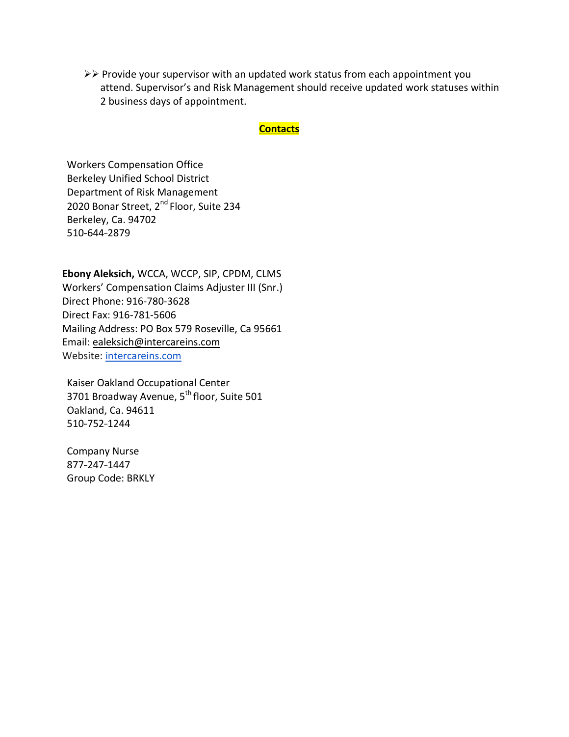- Provide your supervisor with an updated work status from each appointment you attend. Supervisor's and Risk Management should receive updated work statuses within 2 business days of appointment.

## Contacts

Workers Compensation Office
Berkeley Unified School District
Department of Risk Management
2020 Bonar Street, 2nd Floor, Suite 234
Berkeley, Ca. 94702
510-644-2879

**Ebony Aleksich,** WCCA, WCCP, SIP, CPDM, CLMS
Workers' Compensation Claims Adjuster III (Snr.)
Direct Phone: 916-780-3628
Direct Fax: 916-781-5606
Mailing Address: PO Box 579 Roseville, Ca 95661
Email: ealeksich@intercareins.com
Website: intercareins.com

Kaiser Oakland Occupational Center
3701 Broadway Avenue, 5th floor, Suite 501
Oakland, Ca. 94611
510-752-1244

Company Nurse
877-247-1447
Group Code: BRKLY